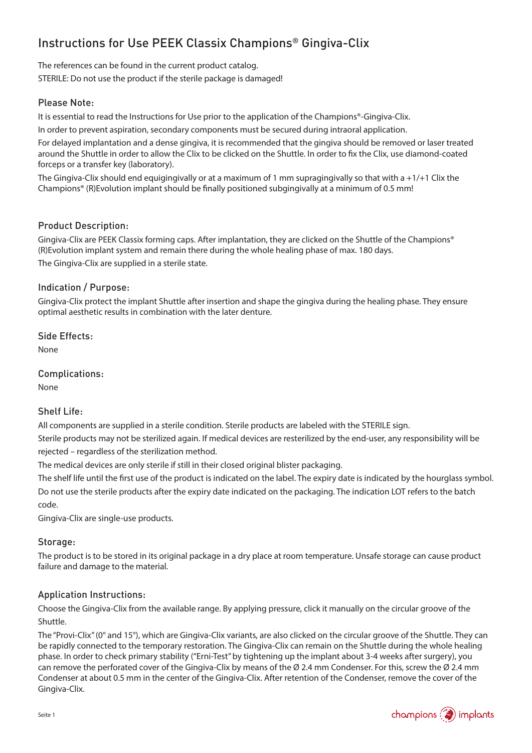# Instructions for Use PEEK Classix Champions® Gingiva-Clix

The references can be found in the current product catalog.
STERILE: Do not use the product if the sterile package is damaged!

## Please Note:

It is essential to read the Instructions for Use prior to the application of the Champions®-Gingiva-Clix.

In order to prevent aspiration, secondary components must be secured during intraoral application.

For delayed implantation and a dense gingiva, it is recommended that the gingiva should be removed or laser treated around the Shuttle in order to allow the Clix to be clicked on the Shuttle. In order to fix the Clix, use diamond-coated forceps or a transfer key (laboratory).

The Gingiva-Clix should end equigingivally or at a maximum of 1 mm supragingivally so that with a +1/+1 Clix the Champions® (R)Evolution implant should be finally positioned subgingivally at a minimum of 0.5 mm!

## Product Description:

Gingiva-Clix are PEEK Classix forming caps. After implantation, they are clicked on the Shuttle of the Champions® (R)Evolution implant system and remain there during the whole healing phase of max. 180 days.

The Gingiva-Clix are supplied in a sterile state.

## Indication / Purpose:

Gingiva-Clix protect the implant Shuttle after insertion and shape the gingiva during the healing phase. They ensure optimal aesthetic results in combination with the later denture.

## Side Effects:

None

## Complications:

None

## Shelf Life:

All components are supplied in a sterile condition. Sterile products are labeled with the STERILE sign.

Sterile products may not be sterilized again. If medical devices are resterilized by the end-user, any responsibility will be rejected – regardless of the sterilization method.

The medical devices are only sterile if still in their closed original blister packaging.

The shelf life until the first use of the product is indicated on the label. The expiry date is indicated by the hourglass symbol.

Do not use the sterile products after the expiry date indicated on the packaging. The indication LOT refers to the batch code.

Gingiva-Clix are single-use products.

## Storage:

The product is to be stored in its original package in a dry place at room temperature. Unsafe storage can cause product failure and damage to the material.

## Application Instructions:

Choose the Gingiva-Clix from the available range. By applying pressure, click it manually on the circular groove of the Shuttle.

The "Provi-Clix" (0° and 15°), which are Gingiva-Clix variants, are also clicked on the circular groove of the Shuttle. They can be rapidly connected to the temporary restoration. The Gingiva-Clix can remain on the Shuttle during the whole healing phase. In order to check primary stability ("Erni-Test" by tightening up the implant about 3-4 weeks after surgery), you can remove the perforated cover of the Gingiva-Clix by means of the Ø 2.4 mm Condenser. For this, screw the Ø 2.4 mm Condenser at about 0.5 mm in the center of the Gingiva-Clix. After retention of the Condenser, remove the cover of the Gingiva-Clix.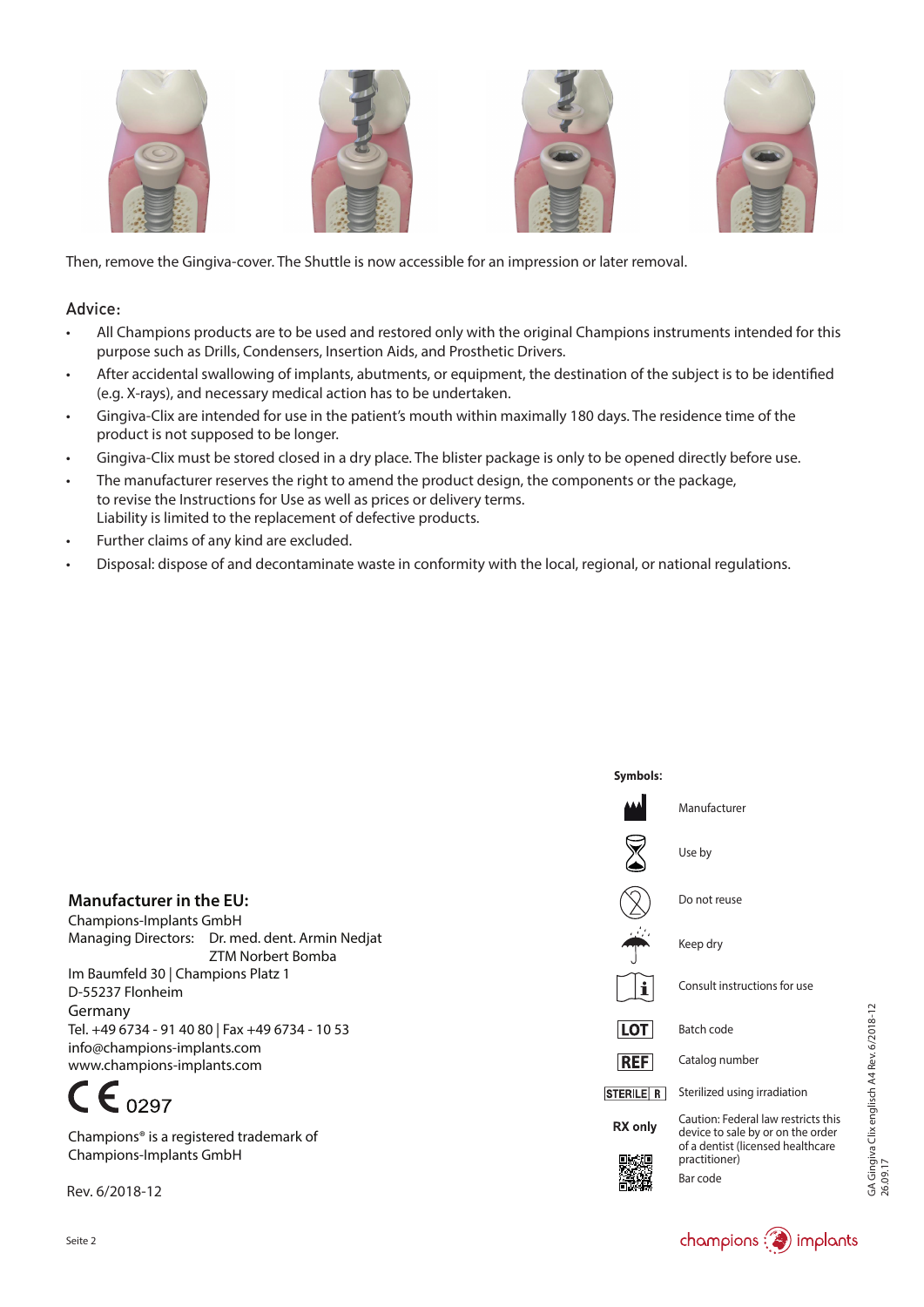Then, remove the Gingiva-cover. The Shuttle is now accessible for an impression or later removal.

## Advice:

- All Champions products are to be used and restored only with the original Champions instruments intended for this purpose such as Drills, Condensers, Insertion Aids, and Prosthetic Drivers.
- After accidental swallowing of implants, abutments, or equipment, the destination of the subject is to be identified (e.g. X-rays), and necessary medical action has to be undertaken.
- Gingiva-Clix are intended for use in the patient's mouth within maximally 180 days. The residence time of the product is not supposed to be longer.
- Gingiva-Clix must be stored closed in a dry place. The blister package is only to be opened directly before use.
- The manufacturer reserves the right to amend the product design, the components or the package, to revise the Instructions for Use as well as prices or delivery terms. Liability is limited to the replacement of defective products.
- Further claims of any kind are excluded.
- Disposal: dispose of and decontaminate waste in conformity with the local, regional, or national regulations.

**Symbols:**

| | |
|---|---|
| | Manufacturer |
| | Use by |
| | Do not reuse |
| | Keep dry |
| | Consult instructions for use |
| LOT | Batch code |
| REF | Catalog number |
| STERILE R | Sterilized using irradiation |
| RX only | Caution: Federal law restricts this device to sale by or on the order of a dentist (licensed healthcare practitioner) |
| | Bar code |

### Manufacturer in the EU:

Champions-Implants GmbH
Managing Directors: Dr. med. dent. Armin Nedjat
ZTM Norbert Bomba
Im Baumfeld 30 | Champions Platz 1
D-55237 Flonheim
Germany
Tel. +49 6734 - 91 40 80 | Fax +49 6734 - 10 53
info@champions-implants.com
www.champions-implants.com

CE 0297

Champions® is a registered trademark of Champions-Implants GmbH

Rev. 6/2018-12

GA Gingiva Clix englisch A4 Rev. 6/2018-12
26.09.17